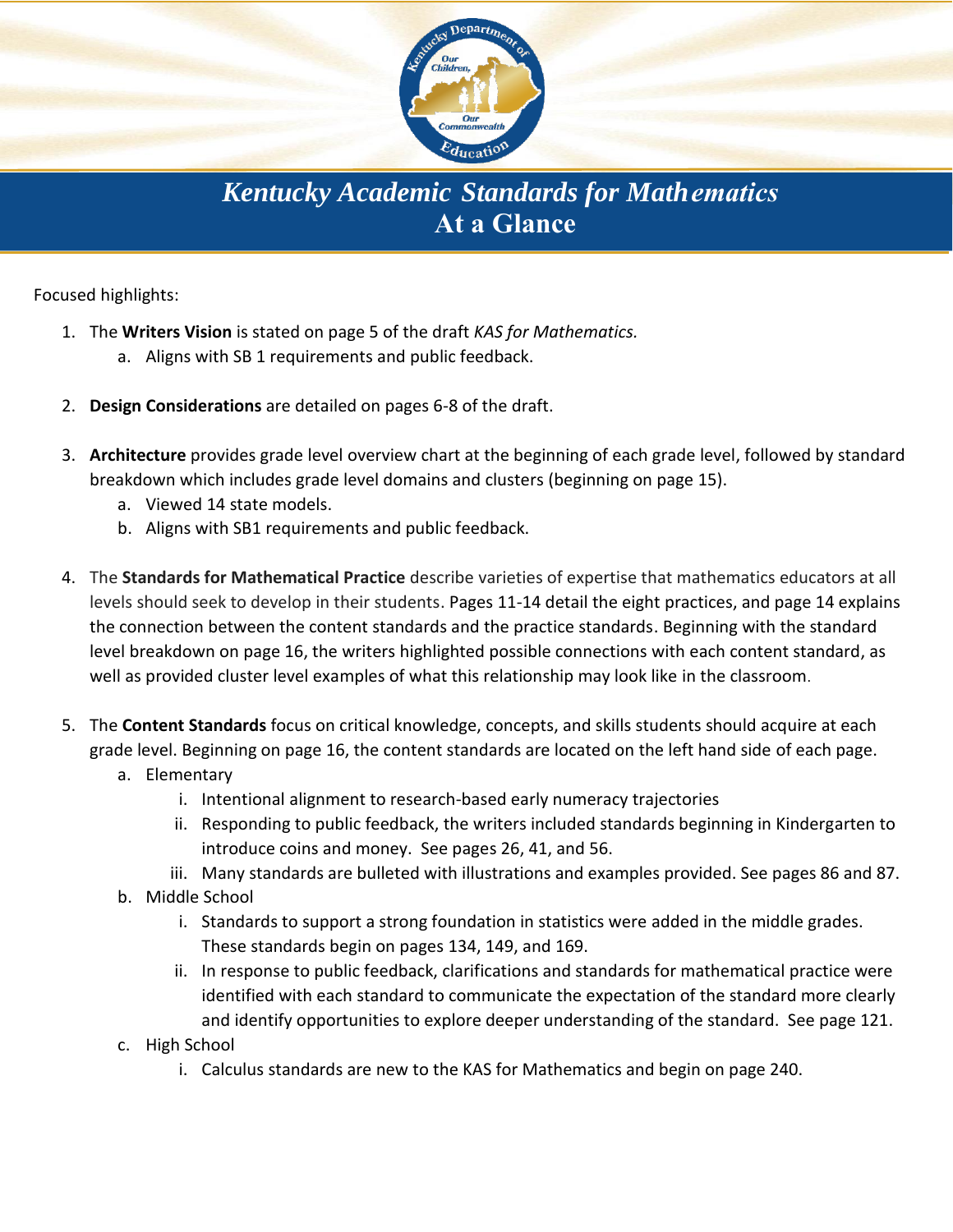# *Kentucky Academic Standards for Mathematics*
# At a Glance

Focused highlights:

1. The **Writers Vision** is stated on page 5 of the draft *KAS for Mathematics.*
   a. Aligns with SB 1 requirements and public feedback.

2. **Design Considerations** are detailed on pages 6-8 of the draft.

3. **Architecture** provides grade level overview chart at the beginning of each grade level, followed by standard breakdown which includes grade level domains and clusters (beginning on page 15).
   a. Viewed 14 state models.
   b. Aligns with SB1 requirements and public feedback.

4. The **Standards for Mathematical Practice** describe varieties of expertise that mathematics educators at all levels should seek to develop in their students. Pages 11-14 detail the eight practices, and page 14 explains the connection between the content standards and the practice standards. Beginning with the standard level breakdown on page 16, the writers highlighted possible connections with each content standard, as well as provided cluster level examples of what this relationship may look like in the classroom.

5. The **Content Standards** focus on critical knowledge, concepts, and skills students should acquire at each grade level. Beginning on page 16, the content standards are located on the left hand side of each page.
   a. Elementary
      i. Intentional alignment to research-based early numeracy trajectories
      ii. Responding to public feedback, the writers included standards beginning in Kindergarten to introduce coins and money. See pages 26, 41, and 56.
      iii. Many standards are bulleted with illustrations and examples provided. See pages 86 and 87.
   b. Middle School
      i. Standards to support a strong foundation in statistics were added in the middle grades. These standards begin on pages 134, 149, and 169.
      ii. In response to public feedback, clarifications and standards for mathematical practice were identified with each standard to communicate the expectation of the standard more clearly and identify opportunities to explore deeper understanding of the standard. See page 121.
   c. High School
      i. Calculus standards are new to the KAS for Mathematics and begin on page 240.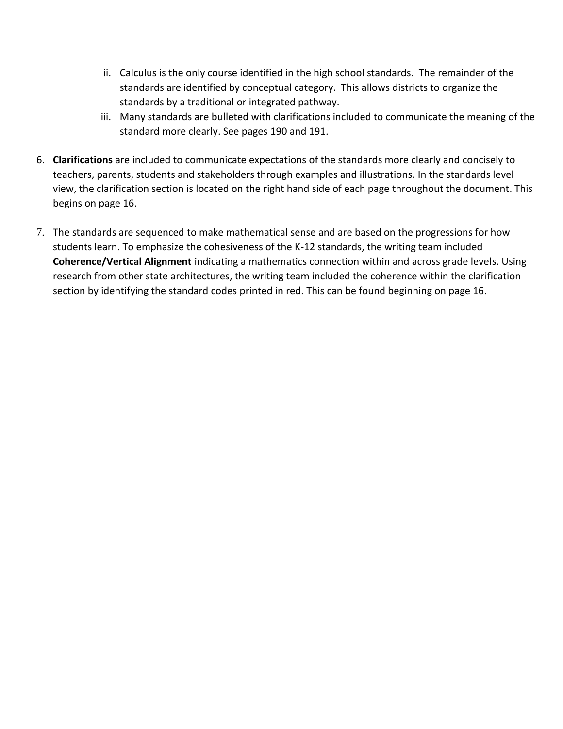ii. Calculus is the only course identified in the high school standards. The remainder of the standards are identified by conceptual category. This allows districts to organize the standards by a traditional or integrated pathway.
   iii. Many standards are bulleted with clarifications included to communicate the meaning of the standard more clearly. See pages 190 and 191.

6. **Clarifications** are included to communicate expectations of the standards more clearly and concisely to teachers, parents, students and stakeholders through examples and illustrations. In the standards level view, the clarification section is located on the right hand side of each page throughout the document. This begins on page 16.

7. The standards are sequenced to make mathematical sense and are based on the progressions for how students learn. To emphasize the cohesiveness of the K-12 standards, the writing team included **Coherence/Vertical Alignment** indicating a mathematics connection within and across grade levels. Using research from other state architectures, the writing team included the coherence within the clarification section by identifying the standard codes printed in red. This can be found beginning on page 16.